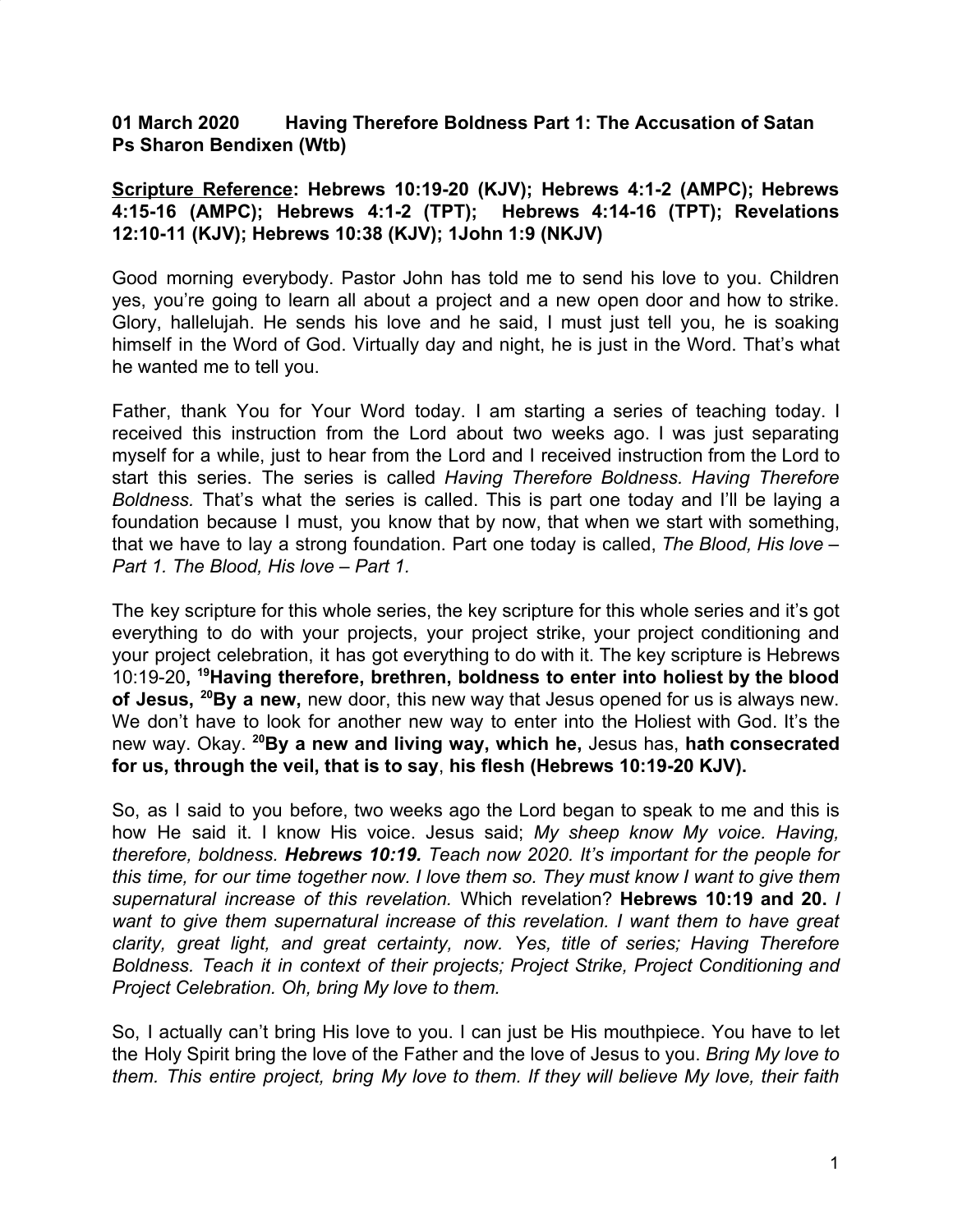**01 March 2020 Having Therefore Boldness Part 1: The Accusation of Satan Ps Sharon Bendixen (Wtb)**

**Scripture Reference: Hebrews 10:19-20 (KJV); Hebrews 4:1-2 (AMPC); Hebrews 4:15-16 (AMPC); Hebrews 4:1-2 (TPT); Hebrews 4:14-16 (TPT); Revelations 12:10-11 (KJV); Hebrews 10:38 (KJV); 1John 1:9 (NKJV)**

Good morning everybody. Pastor John has told me to send his love to you. Children yes, you're going to learn all about a project and a new open door and how to strike. Glory, hallelujah. He sends his love and he said, I must just tell you, he is soaking himself in the Word of God. Virtually day and night, he is just in the Word. That's what he wanted me to tell you.

Father, thank You for Your Word today. I am starting a series of teaching today. I received this instruction from the Lord about two weeks ago. I was just separating myself for a while, just to hear from the Lord and I received instruction from the Lord to start this series. The series is called *Having Therefore Boldness. Having Therefore Boldness.* That's what the series is called. This is part one today and I'll be laying a foundation because I must, you know that by now, that when we start with something, that we have to lay a strong foundation. Part one today is called, *The Blood, His love – Part 1. The Blood, His love – Part 1.*

The key scripture for this whole series, the key scripture for this whole series and it's got everything to do with your projects, your project strike, your project conditioning and your project celebration, it has got everything to do with it. The key scripture is Hebrews 10:19-20, [19]**Having therefore, brethren, boldness to enter into holiest by the blood of Jesus,** [20]**By a new,** new door, this new way that Jesus opened for us is always new. We don't have to look for another new way to enter into the Holiest with God. It's the new way. Okay. [20]**By a new and living way, which he,** Jesus has, **hath consecrated for us, through the veil, that is to say**, **his flesh (Hebrews 10:19-20 KJV).**

So, as I said to you before, two weeks ago the Lord began to speak to me and this is how He said it. I know His voice. Jesus said; *My sheep know My voice. Having, therefore, boldness.* ***Hebrews 10:19.*** *Teach now 2020. It's important for the people for this time, for our time together now. I love them so. They must know I want to give them supernatural increase of this revelation.* Which revelation? **Hebrews 10:19 and 20.** *I want to give them supernatural increase of this revelation. I want them to have great clarity, great light, and great certainty, now. Yes, title of series; Having Therefore Boldness. Teach it in context of their projects; Project Strike, Project Conditioning and Project Celebration. Oh, bring My love to them.*

So, I actually can't bring His love to you. I can just be His mouthpiece. You have to let the Holy Spirit bring the love of the Father and the love of Jesus to you. *Bring My love to them. This entire project, bring My love to them. If they will believe My love, their faith*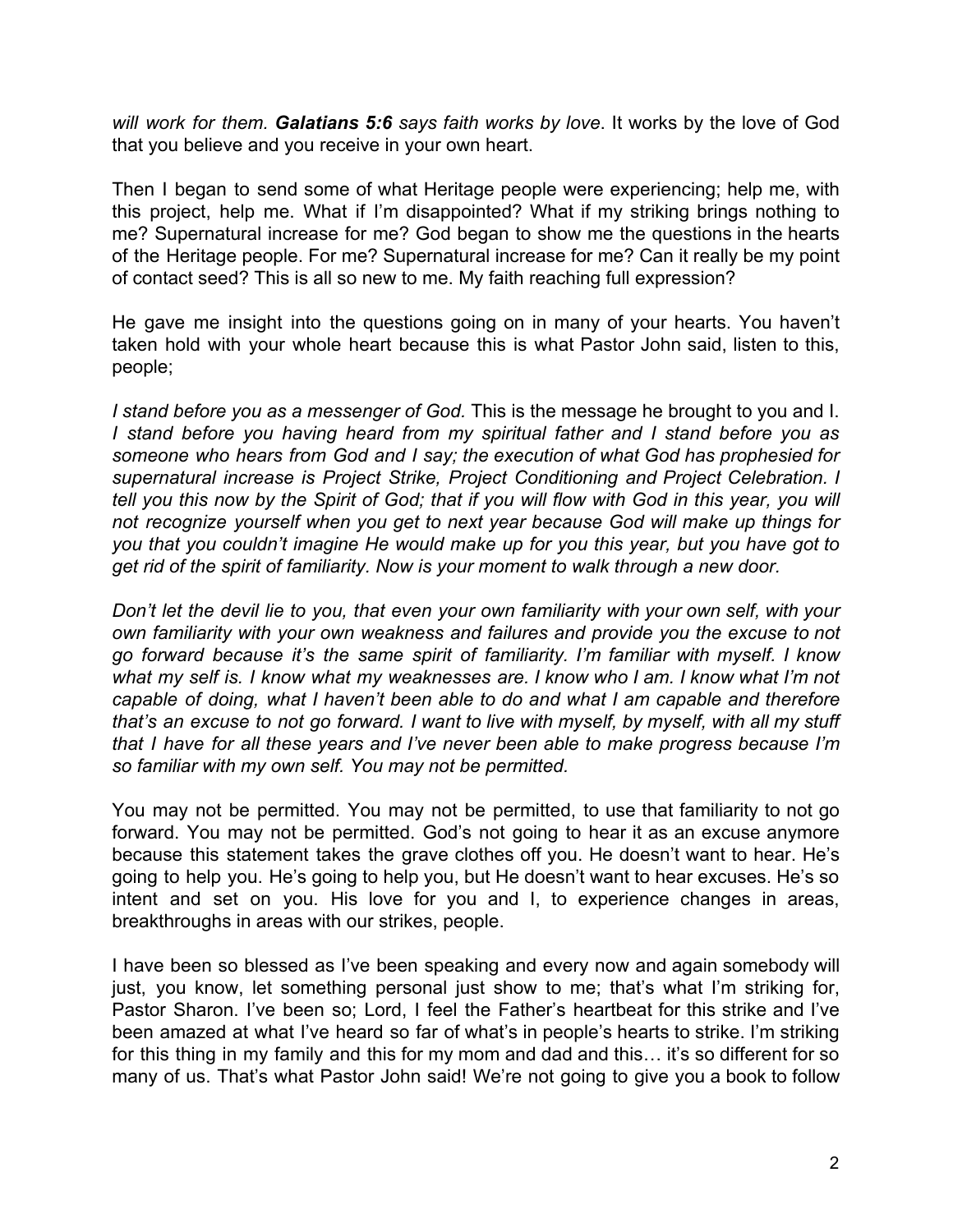*will work for them. **Galatians 5:6** says faith works by love*. It works by the love of God that you believe and you receive in your own heart.

Then I began to send some of what Heritage people were experiencing; help me, with this project, help me. What if I'm disappointed? What if my striking brings nothing to me? Supernatural increase for me? God began to show me the questions in the hearts of the Heritage people. For me? Supernatural increase for me? Can it really be my point of contact seed? This is all so new to me. My faith reaching full expression?

He gave me insight into the questions going on in many of your hearts. You haven't taken hold with your whole heart because this is what Pastor John said, listen to this, people;

*I stand before you as a messenger of God.* This is the message he brought to you and I. *I stand before you having heard from my spiritual father and I stand before you as someone who hears from God and I say; the execution of what God has prophesied for supernatural increase is Project Strike, Project Conditioning and Project Celebration. I tell you this now by the Spirit of God; that if you will flow with God in this year, you will not recognize yourself when you get to next year because God will make up things for you that you couldn't imagine He would make up for you this year, but you have got to get rid of the spirit of familiarity. Now is your moment to walk through a new door.*

*Don't let the devil lie to you, that even your own familiarity with your own self, with your own familiarity with your own weakness and failures and provide you the excuse to not go forward because it's the same spirit of familiarity. I'm familiar with myself. I know what my self is. I know what my weaknesses are. I know who I am. I know what I'm not capable of doing, what I haven't been able to do and what I am capable and therefore that's an excuse to not go forward. I want to live with myself, by myself, with all my stuff that I have for all these years and I've never been able to make progress because I'm so familiar with my own self. You may not be permitted.*

You may not be permitted. You may not be permitted, to use that familiarity to not go forward. You may not be permitted. God's not going to hear it as an excuse anymore because this statement takes the grave clothes off you. He doesn't want to hear. He's going to help you. He's going to help you, but He doesn't want to hear excuses. He's so intent and set on you. His love for you and I, to experience changes in areas, breakthroughs in areas with our strikes, people.

I have been so blessed as I've been speaking and every now and again somebody will just, you know, let something personal just show to me; that's what I'm striking for, Pastor Sharon. I've been so; Lord, I feel the Father's heartbeat for this strike and I've been amazed at what I've heard so far of what's in people's hearts to strike. I'm striking for this thing in my family and this for my mom and dad and this… it's so different for so many of us. That's what Pastor John said! We're not going to give you a book to follow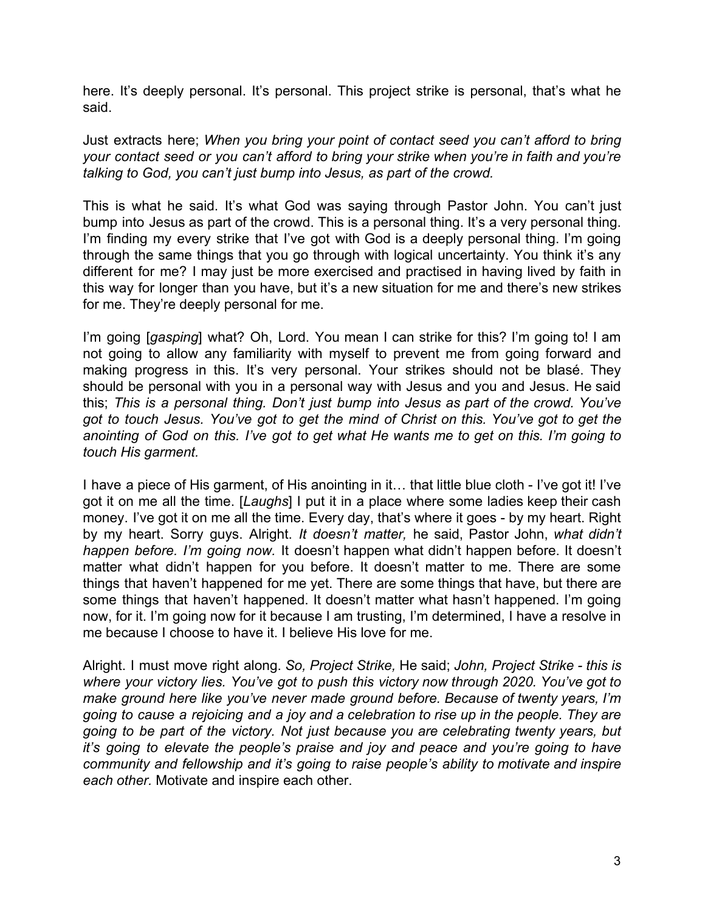here. It's deeply personal. It's personal. This project strike is personal, that's what he said.

Just extracts here; *When you bring your point of contact seed you can't afford to bring your contact seed or you can't afford to bring your strike when you're in faith and you're talking to God, you can't just bump into Jesus, as part of the crowd.*

This is what he said. It's what God was saying through Pastor John. You can't just bump into Jesus as part of the crowd. This is a personal thing. It's a very personal thing. I'm finding my every strike that I've got with God is a deeply personal thing. I'm going through the same things that you go through with logical uncertainty. You think it's any different for me? I may just be more exercised and practised in having lived by faith in this way for longer than you have, but it's a new situation for me and there's new strikes for me. They're deeply personal for me.

I'm going [*gasping*] what? Oh, Lord. You mean I can strike for this? I'm going to! I am not going to allow any familiarity with myself to prevent me from going forward and making progress in this. It's very personal. Your strikes should not be blasé. They should be personal with you in a personal way with Jesus and you and Jesus. He said this; *This is a personal thing. Don't just bump into Jesus as part of the crowd. You've got to touch Jesus. You've got to get the mind of Christ on this. You've got to get the anointing of God on this. I've got to get what He wants me to get on this. I'm going to touch His garment.*

I have a piece of His garment, of His anointing in it… that little blue cloth - I've got it! I've got it on me all the time. [*Laughs*] I put it in a place where some ladies keep their cash money. I've got it on me all the time. Every day, that's where it goes - by my heart. Right by my heart. Sorry guys. Alright. *It doesn't matter,* he said, Pastor John, *what didn't happen before. I'm going now.* It doesn't happen what didn't happen before. It doesn't matter what didn't happen for you before. It doesn't matter to me. There are some things that haven't happened for me yet. There are some things that have, but there are some things that haven't happened. It doesn't matter what hasn't happened. I'm going now, for it. I'm going now for it because I am trusting, I'm determined, I have a resolve in me because I choose to have it. I believe His love for me.

Alright. I must move right along. *So, Project Strike,* He said; *John, Project Strike - this is where your victory lies. You've got to push this victory now through 2020. You've got to make ground here like you've never made ground before. Because of twenty years, I'm going to cause a rejoicing and a joy and a celebration to rise up in the people. They are going to be part of the victory. Not just because you are celebrating twenty years, but it's going to elevate the people's praise and joy and peace and you're going to have community and fellowship and it's going to raise people's ability to motivate and inspire each other.* Motivate and inspire each other.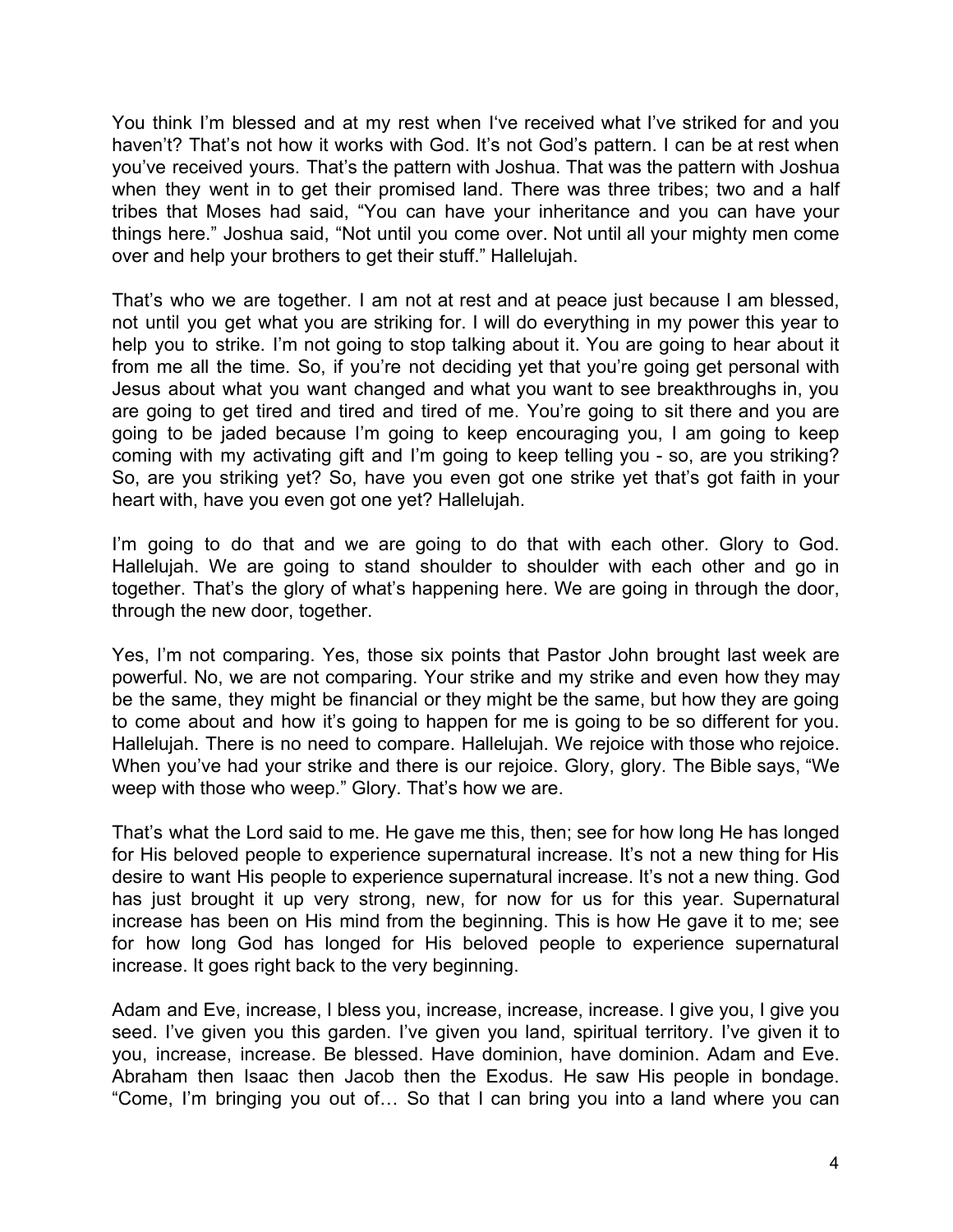You think I'm blessed and at my rest when I've received what I've striked for and you haven't? That's not how it works with God. It's not God's pattern. I can be at rest when you've received yours. That's the pattern with Joshua. That was the pattern with Joshua when they went in to get their promised land. There was three tribes; two and a half tribes that Moses had said, "You can have your inheritance and you can have your things here." Joshua said, "Not until you come over. Not until all your mighty men come over and help your brothers to get their stuff." Hallelujah.

That's who we are together. I am not at rest and at peace just because I am blessed, not until you get what you are striking for. I will do everything in my power this year to help you to strike. I'm not going to stop talking about it. You are going to hear about it from me all the time. So, if you're not deciding yet that you're going get personal with Jesus about what you want changed and what you want to see breakthroughs in, you are going to get tired and tired and tired of me. You're going to sit there and you are going to be jaded because I'm going to keep encouraging you, I am going to keep coming with my activating gift and I'm going to keep telling you - so, are you striking? So, are you striking yet? So, have you even got one strike yet that's got faith in your heart with, have you even got one yet? Hallelujah.

I'm going to do that and we are going to do that with each other. Glory to God. Hallelujah. We are going to stand shoulder to shoulder with each other and go in together. That's the glory of what's happening here. We are going in through the door, through the new door, together.

Yes, I'm not comparing. Yes, those six points that Pastor John brought last week are powerful. No, we are not comparing. Your strike and my strike and even how they may be the same, they might be financial or they might be the same, but how they are going to come about and how it's going to happen for me is going to be so different for you. Hallelujah. There is no need to compare. Hallelujah. We rejoice with those who rejoice. When you've had your strike and there is our rejoice. Glory, glory. The Bible says, "We weep with those who weep." Glory. That's how we are.

That's what the Lord said to me. He gave me this, then; see for how long He has longed for His beloved people to experience supernatural increase. It's not a new thing for His desire to want His people to experience supernatural increase. It's not a new thing. God has just brought it up very strong, new, for now for us for this year. Supernatural increase has been on His mind from the beginning. This is how He gave it to me; see for how long God has longed for His beloved people to experience supernatural increase. It goes right back to the very beginning.

Adam and Eve, increase, I bless you, increase, increase, increase. I give you, I give you seed. I've given you this garden. I've given you land, spiritual territory. I've given it to you, increase, increase. Be blessed. Have dominion, have dominion. Adam and Eve. Abraham then Isaac then Jacob then the Exodus. He saw His people in bondage. "Come, I'm bringing you out of… So that I can bring you into a land where you can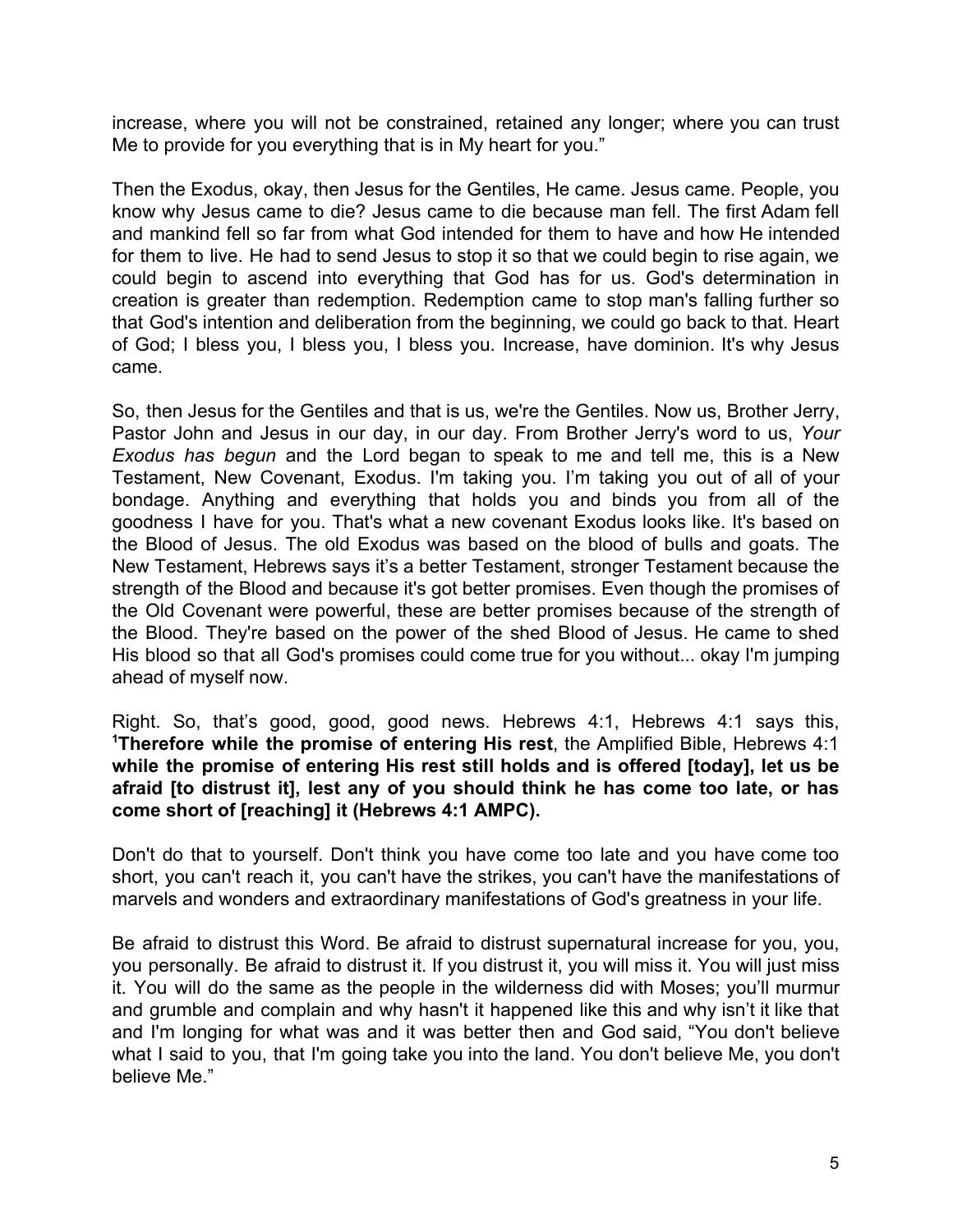increase, where you will not be constrained, retained any longer; where you can trust Me to provide for you everything that is in My heart for you."

Then the Exodus, okay, then Jesus for the Gentiles, He came. Jesus came. People, you know why Jesus came to die? Jesus came to die because man fell. The first Adam fell and mankind fell so far from what God intended for them to have and how He intended for them to live. He had to send Jesus to stop it so that we could begin to rise again, we could begin to ascend into everything that God has for us. God's determination in creation is greater than redemption. Redemption came to stop man's falling further so that God's intention and deliberation from the beginning, we could go back to that. Heart of God; I bless you, I bless you, I bless you. Increase, have dominion. It's why Jesus came.

So, then Jesus for the Gentiles and that is us, we're the Gentiles. Now us, Brother Jerry, Pastor John and Jesus in our day, in our day. From Brother Jerry's word to us, *Your Exodus has begun* and the Lord began to speak to me and tell me, this is a New Testament, New Covenant, Exodus. I'm taking you. I'm taking you out of all of your bondage. Anything and everything that holds you and binds you from all of the goodness I have for you. That's what a new covenant Exodus looks like. It's based on the Blood of Jesus. The old Exodus was based on the blood of bulls and goats. The New Testament, Hebrews says it's a better Testament, stronger Testament because the strength of the Blood and because it's got better promises. Even though the promises of the Old Covenant were powerful, these are better promises because of the strength of the Blood. They're based on the power of the shed Blood of Jesus. He came to shed His blood so that all God's promises could come true for you without... okay I'm jumping ahead of myself now.

Right. So, that's good, good, good news. Hebrews 4:1, Hebrews 4:1 says this, [1]**Therefore while the promise of entering His rest**, the Amplified Bible, Hebrews 4:1 **while the promise of entering His rest still holds and is offered [today], let us be afraid [to distrust it], lest any of you should think he has come too late, or has come short of [reaching] it (Hebrews 4:1 AMPC).**

Don't do that to yourself. Don't think you have come too late and you have come too short, you can't reach it, you can't have the strikes, you can't have the manifestations of marvels and wonders and extraordinary manifestations of God's greatness in your life.

Be afraid to distrust this Word. Be afraid to distrust supernatural increase for you, you, you personally. Be afraid to distrust it. If you distrust it, you will miss it. You will just miss it. You will do the same as the people in the wilderness did with Moses; you'll murmur and grumble and complain and why hasn't it happened like this and why isn't it like that and I'm longing for what was and it was better then and God said, "You don't believe what I said to you, that I'm going take you into the land. You don't believe Me, you don't believe Me."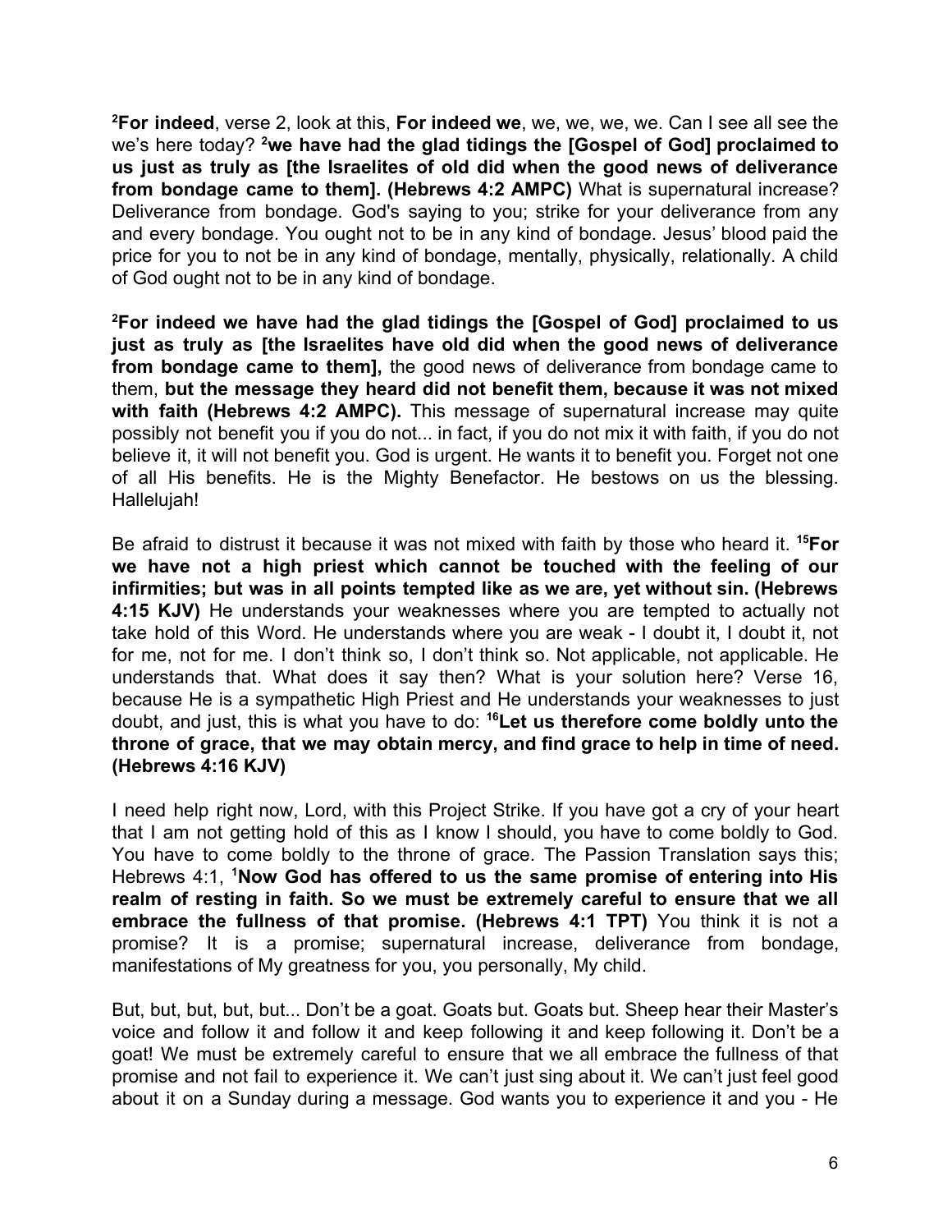**[2]For indeed**, verse 2, look at this, **For indeed we**, we, we, we, we. Can I see all see the we's here today? **[2]we have had the glad tidings the [Gospel of God] proclaimed to us just as truly as [the Israelites of old did when the good news of deliverance from bondage came to them]. (Hebrews 4:2 AMPC)** What is supernatural increase? Deliverance from bondage. God's saying to you; strike for your deliverance from any and every bondage. You ought not to be in any kind of bondage. Jesus' blood paid the price for you to not be in any kind of bondage, mentally, physically, relationally. A child of God ought not to be in any kind of bondage.

**[2]For indeed we have had the glad tidings the [Gospel of God] proclaimed to us just as truly as [the Israelites have old did when the good news of deliverance from bondage came to them],** the good news of deliverance from bondage came to them, **but the message they heard did not benefit them, because it was not mixed with faith (Hebrews 4:2 AMPC).** This message of supernatural increase may quite possibly not benefit you if you do not... in fact, if you do not mix it with faith, if you do not believe it, it will not benefit you. God is urgent. He wants it to benefit you. Forget not one of all His benefits. He is the Mighty Benefactor. He bestows on us the blessing. Hallelujah!

Be afraid to distrust it because it was not mixed with faith by those who heard it. **[15]For we have not a high priest which cannot be touched with the feeling of our infirmities; but was in all points tempted like as we are, yet without sin. (Hebrews 4:15 KJV)** He understands your weaknesses where you are tempted to actually not take hold of this Word. He understands where you are weak - I doubt it, I doubt it, not for me, not for me. I don't think so, I don't think so. Not applicable, not applicable. He understands that. What does it say then? What is your solution here? Verse 16, because He is a sympathetic High Priest and He understands your weaknesses to just doubt, and just, this is what you have to do: **[16]Let us therefore come boldly unto the throne of grace, that we may obtain mercy, and find grace to help in time of need. (Hebrews 4:16 KJV)**

I need help right now, Lord, with this Project Strike. If you have got a cry of your heart that I am not getting hold of this as I know I should, you have to come boldly to God. You have to come boldly to the throne of grace. The Passion Translation says this; Hebrews 4:1, **[1]Now God has offered to us the same promise of entering into His realm of resting in faith. So we must be extremely careful to ensure that we all embrace the fullness of that promise. (Hebrews 4:1 TPT)** You think it is not a promise? It is a promise; supernatural increase, deliverance from bondage, manifestations of My greatness for you, you personally, My child.

But, but, but, but, but... Don't be a goat. Goats but. Goats but. Sheep hear their Master's voice and follow it and follow it and keep following it and keep following it. Don't be a goat! We must be extremely careful to ensure that we all embrace the fullness of that promise and not fail to experience it. We can't just sing about it. We can't just feel good about it on a Sunday during a message. God wants you to experience it and you - He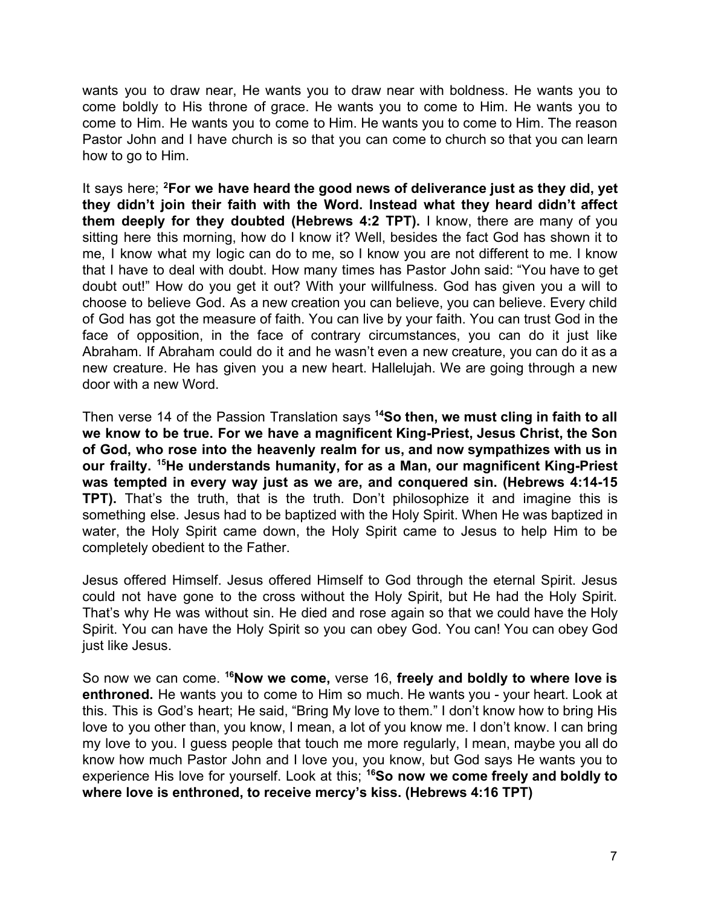wants you to draw near, He wants you to draw near with boldness. He wants you to come boldly to His throne of grace. He wants you to come to Him. He wants you to come to Him. He wants you to come to Him. He wants you to come to Him. The reason Pastor John and I have church is so that you can come to church so that you can learn how to go to Him.

It says here; [2]**For we have heard the good news of deliverance just as they did, yet they didn't join their faith with the Word. Instead what they heard didn't affect them deeply for they doubted (Hebrews 4:2 TPT).** I know, there are many of you sitting here this morning, how do I know it? Well, besides the fact God has shown it to me, I know what my logic can do to me, so I know you are not different to me. I know that I have to deal with doubt. How many times has Pastor John said: "You have to get doubt out!" How do you get it out? With your willfulness. God has given you a will to choose to believe God. As a new creation you can believe, you can believe. Every child of God has got the measure of faith. You can live by your faith. You can trust God in the face of opposition, in the face of contrary circumstances, you can do it just like Abraham. If Abraham could do it and he wasn't even a new creature, you can do it as a new creature. He has given you a new heart. Hallelujah. We are going through a new door with a new Word.

Then verse 14 of the Passion Translation says [14]**So then, we must cling in faith to all we know to be true. For we have a magnificent King-Priest, Jesus Christ, the Son of God, who rose into the heavenly realm for us, and now sympathizes with us in our frailty. [15]He understands humanity, for as a Man, our magnificent King-Priest was tempted in every way just as we are, and conquered sin. (Hebrews 4:14-15 TPT).** That's the truth, that is the truth. Don't philosophize it and imagine this is something else. Jesus had to be baptized with the Holy Spirit. When He was baptized in water, the Holy Spirit came down, the Holy Spirit came to Jesus to help Him to be completely obedient to the Father.

Jesus offered Himself. Jesus offered Himself to God through the eternal Spirit. Jesus could not have gone to the cross without the Holy Spirit, but He had the Holy Spirit. That's why He was without sin. He died and rose again so that we could have the Holy Spirit. You can have the Holy Spirit so you can obey God. You can! You can obey God just like Jesus.

So now we can come. [16]**Now we come,** verse 16, **freely and boldly to where love is enthroned.** He wants you to come to Him so much. He wants you - your heart. Look at this. This is God's heart; He said, "Bring My love to them." I don't know how to bring His love to you other than, you know, I mean, a lot of you know me. I don't know. I can bring my love to you. I guess people that touch me more regularly, I mean, maybe you all do know how much Pastor John and I love you, you know, but God says He wants you to experience His love for yourself. Look at this; [16]**So now we come freely and boldly to where love is enthroned, to receive mercy's kiss. (Hebrews 4:16 TPT)**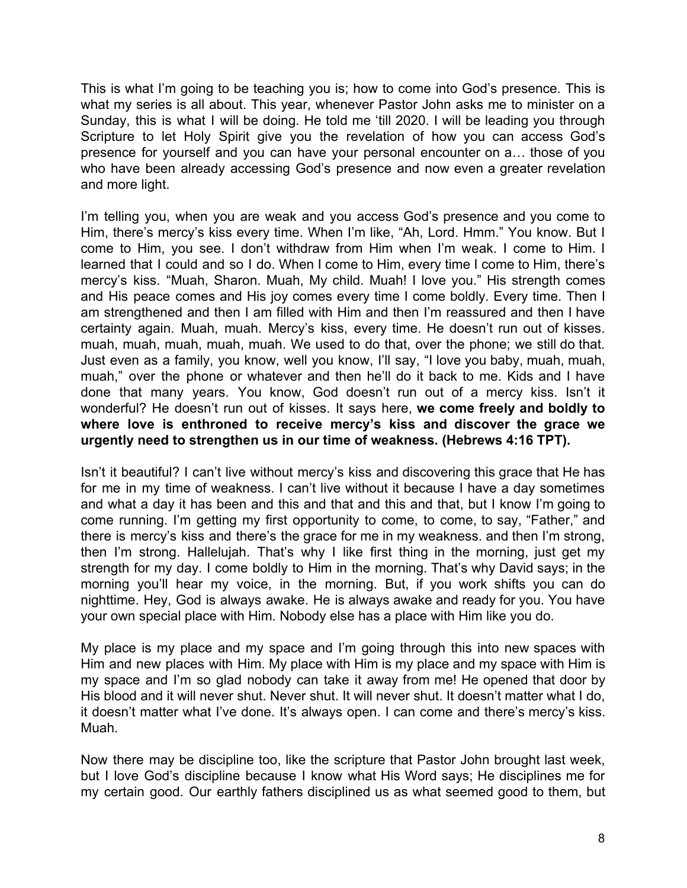This is what I'm going to be teaching you is; how to come into God's presence. This is what my series is all about. This year, whenever Pastor John asks me to minister on a Sunday, this is what I will be doing. He told me 'till 2020. I will be leading you through Scripture to let Holy Spirit give you the revelation of how you can access God's presence for yourself and you can have your personal encounter on a… those of you who have been already accessing God's presence and now even a greater revelation and more light.

I'm telling you, when you are weak and you access God's presence and you come to Him, there's mercy's kiss every time. When I'm like, "Ah, Lord. Hmm." You know. But I come to Him, you see. I don't withdraw from Him when I'm weak. I come to Him. I learned that I could and so I do. When I come to Him, every time I come to Him, there's mercy's kiss. "Muah, Sharon. Muah, My child. Muah! I love you." His strength comes and His peace comes and His joy comes every time I come boldly. Every time. Then I am strengthened and then I am filled with Him and then I'm reassured and then I have certainty again. Muah, muah. Mercy's kiss, every time. He doesn't run out of kisses. muah, muah, muah, muah, muah. We used to do that, over the phone; we still do that. Just even as a family, you know, well you know, I'll say, "I love you baby, muah, muah, muah," over the phone or whatever and then he'll do it back to me. Kids and I have done that many years. You know, God doesn't run out of a mercy kiss. Isn't it wonderful? He doesn't run out of kisses. It says here, **we come freely and boldly to where love is enthroned to receive mercy's kiss and discover the grace we urgently need to strengthen us in our time of weakness. (Hebrews 4:16 TPT).**

Isn't it beautiful? I can't live without mercy's kiss and discovering this grace that He has for me in my time of weakness. I can't live without it because I have a day sometimes and what a day it has been and this and that and this and that, but I know I'm going to come running. I'm getting my first opportunity to come, to come, to say, "Father," and there is mercy's kiss and there's the grace for me in my weakness. and then I'm strong, then I'm strong. Hallelujah. That's why I like first thing in the morning, just get my strength for my day. I come boldly to Him in the morning. That's why David says; in the morning you'll hear my voice, in the morning. But, if you work shifts you can do nighttime. Hey, God is always awake. He is always awake and ready for you. You have your own special place with Him. Nobody else has a place with Him like you do.

My place is my place and my space and I'm going through this into new spaces with Him and new places with Him. My place with Him is my place and my space with Him is my space and I'm so glad nobody can take it away from me! He opened that door by His blood and it will never shut. Never shut. It will never shut. It doesn't matter what I do, it doesn't matter what I've done. It's always open. I can come and there's mercy's kiss. Muah.

Now there may be discipline too, like the scripture that Pastor John brought last week, but I love God's discipline because I know what His Word says; He disciplines me for my certain good. Our earthly fathers disciplined us as what seemed good to them, but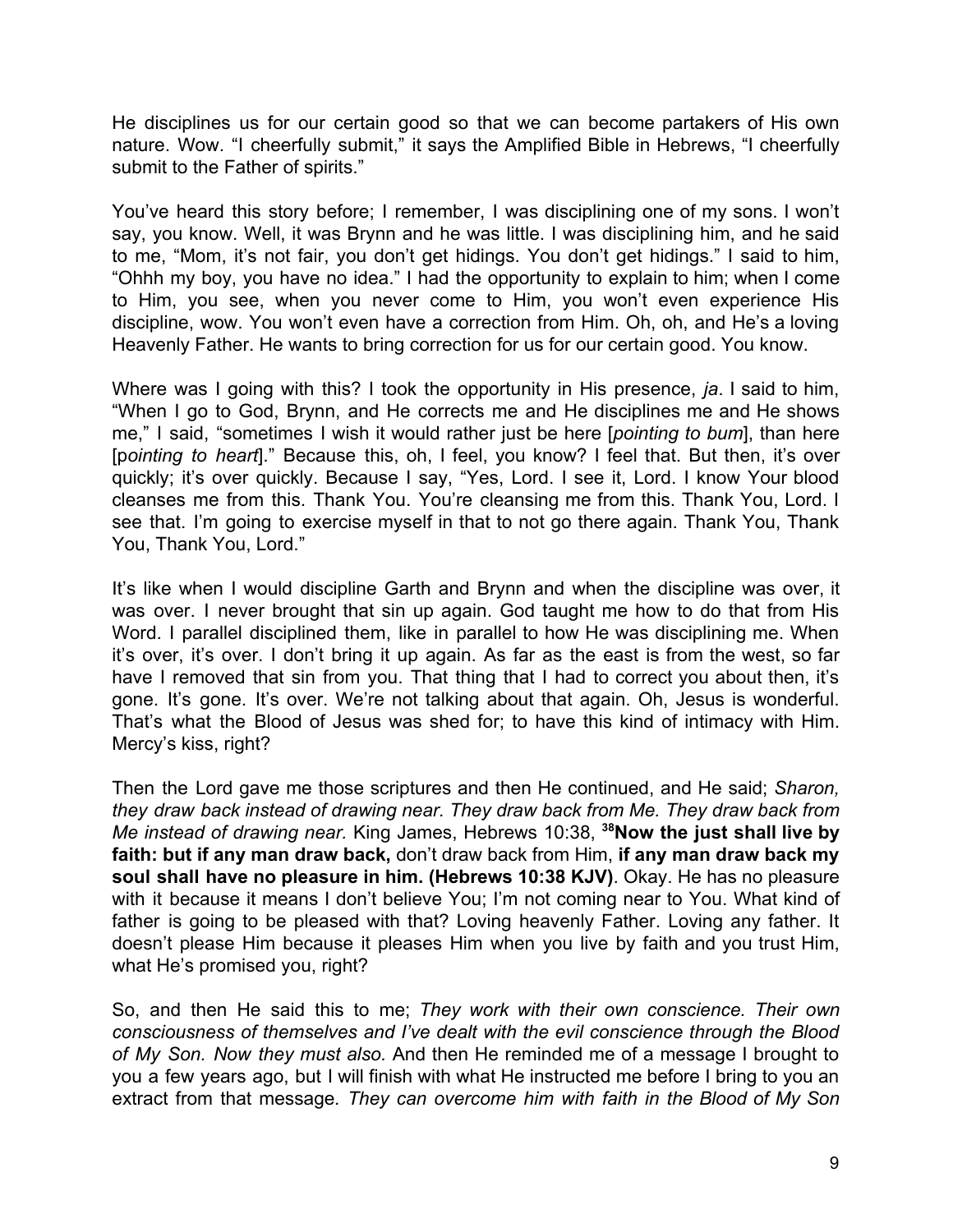He disciplines us for our certain good so that we can become partakers of His own nature. Wow. "I cheerfully submit," it says the Amplified Bible in Hebrews, "I cheerfully submit to the Father of spirits."

You've heard this story before; I remember, I was disciplining one of my sons. I won't say, you know. Well, it was Brynn and he was little. I was disciplining him, and he said to me, "Mom, it's not fair, you don't get hidings. You don't get hidings." I said to him, "Ohhh my boy, you have no idea." I had the opportunity to explain to him; when I come to Him, you see, when you never come to Him, you won't even experience His discipline, wow. You won't even have a correction from Him. Oh, oh, and He's a loving Heavenly Father. He wants to bring correction for us for our certain good. You know.

Where was I going with this? I took the opportunity in His presence, *ja*. I said to him, "When I go to God, Brynn, and He corrects me and He disciplines me and He shows me," I said, "sometimes I wish it would rather just be here [*pointing to bum*], than here [p*ointing to heart*]." Because this, oh, I feel, you know? I feel that. But then, it's over quickly; it's over quickly. Because I say, "Yes, Lord. I see it, Lord. I know Your blood cleanses me from this. Thank You. You're cleansing me from this. Thank You, Lord. I see that. I'm going to exercise myself in that to not go there again. Thank You, Thank You, Thank You, Lord."

It's like when I would discipline Garth and Brynn and when the discipline was over, it was over. I never brought that sin up again. God taught me how to do that from His Word. I parallel disciplined them, like in parallel to how He was disciplining me. When it's over, it's over. I don't bring it up again. As far as the east is from the west, so far have I removed that sin from you. That thing that I had to correct you about then, it's gone. It's gone. It's over. We're not talking about that again. Oh, Jesus is wonderful. That's what the Blood of Jesus was shed for; to have this kind of intimacy with Him. Mercy's kiss, right?

Then the Lord gave me those scriptures and then He continued, and He said; *Sharon, they draw back instead of drawing near. They draw back from Me. They draw back from Me instead of drawing near.* King James, Hebrews 10:38, **38Now the just shall live by faith: but if any man draw back,** don't draw back from Him, **if any man draw back my soul shall have no pleasure in him. (Hebrews 10:38 KJV)**. Okay. He has no pleasure with it because it means I don't believe You; I'm not coming near to You. What kind of father is going to be pleased with that? Loving heavenly Father. Loving any father. It doesn't please Him because it pleases Him when you live by faith and you trust Him, what He's promised you, right?

So, and then He said this to me; *They work with their own conscience. Their own consciousness of themselves and I've dealt with the evil conscience through the Blood of My Son. Now they must also.* And then He reminded me of a message I brought to you a few years ago, but I will finish with what He instructed me before I bring to you an extract from that message*. They can overcome him with faith in the Blood of My Son*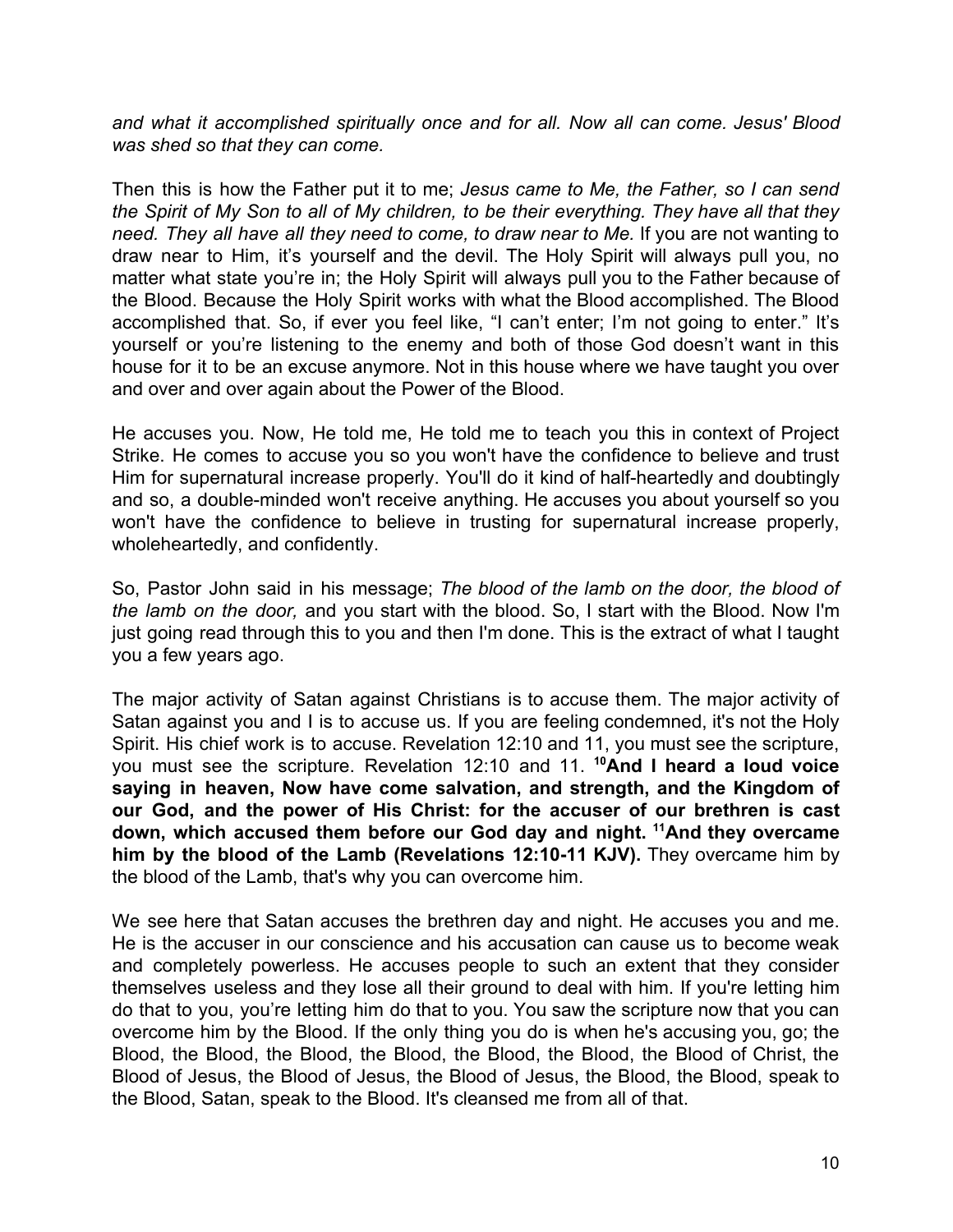*and what it accomplished spiritually once and for all. Now all can come. Jesus' Blood was shed so that they can come.*

Then this is how the Father put it to me; *Jesus came to Me, the Father, so I can send the Spirit of My Son to all of My children, to be their everything. They have all that they need. They all have all they need to come, to draw near to Me.* If you are not wanting to draw near to Him, it's yourself and the devil. The Holy Spirit will always pull you, no matter what state you're in; the Holy Spirit will always pull you to the Father because of the Blood. Because the Holy Spirit works with what the Blood accomplished. The Blood accomplished that. So, if ever you feel like, "I can't enter; I'm not going to enter." It's yourself or you're listening to the enemy and both of those God doesn't want in this house for it to be an excuse anymore. Not in this house where we have taught you over and over and over again about the Power of the Blood.

He accuses you. Now, He told me, He told me to teach you this in context of Project Strike. He comes to accuse you so you won't have the confidence to believe and trust Him for supernatural increase properly. You'll do it kind of half-heartedly and doubtingly and so, a double-minded won't receive anything. He accuses you about yourself so you won't have the confidence to believe in trusting for supernatural increase properly, wholeheartedly, and confidently.

So, Pastor John said in his message; *The blood of the lamb on the door, the blood of the lamb on the door,* and you start with the blood. So, I start with the Blood. Now I'm just going read through this to you and then I'm done. This is the extract of what I taught you a few years ago.

The major activity of Satan against Christians is to accuse them. The major activity of Satan against you and I is to accuse us. If you are feeling condemned, it's not the Holy Spirit. His chief work is to accuse. Revelation 12:10 and 11, you must see the scripture, you must see the scripture. Revelation 12:10 and 11. **[10]And I heard a loud voice saying in heaven, Now have come salvation, and strength, and the Kingdom of our God, and the power of His Christ: for the accuser of our brethren is cast down, which accused them before our God day and night. [11]And they overcame him by the blood of the Lamb (Revelations 12:10-11 KJV).** They overcame him by the blood of the Lamb, that's why you can overcome him.

We see here that Satan accuses the brethren day and night. He accuses you and me. He is the accuser in our conscience and his accusation can cause us to become weak and completely powerless. He accuses people to such an extent that they consider themselves useless and they lose all their ground to deal with him. If you're letting him do that to you, you're letting him do that to you. You saw the scripture now that you can overcome him by the Blood. If the only thing you do is when he's accusing you, go; the Blood, the Blood, the Blood, the Blood, the Blood, the Blood, the Blood of Christ, the Blood of Jesus, the Blood of Jesus, the Blood of Jesus, the Blood, the Blood, speak to the Blood, Satan, speak to the Blood. It's cleansed me from all of that.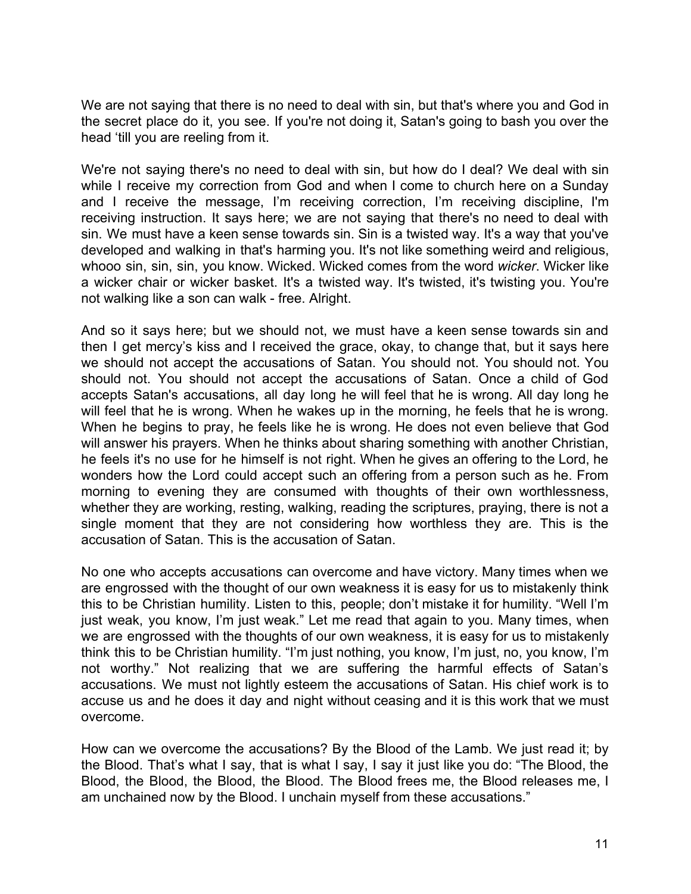We are not saying that there is no need to deal with sin, but that's where you and God in the secret place do it, you see. If you're not doing it, Satan's going to bash you over the head 'till you are reeling from it.

We're not saying there's no need to deal with sin, but how do I deal? We deal with sin while I receive my correction from God and when I come to church here on a Sunday and I receive the message, I'm receiving correction, I'm receiving discipline, I'm receiving instruction. It says here; we are not saying that there's no need to deal with sin. We must have a keen sense towards sin. Sin is a twisted way. It's a way that you've developed and walking in that's harming you. It's not like something weird and religious, whooo sin, sin, sin, you know. Wicked. Wicked comes from the word *wicker*. Wicker like a wicker chair or wicker basket. It's a twisted way. It's twisted, it's twisting you. You're not walking like a son can walk - free. Alright.

And so it says here; but we should not, we must have a keen sense towards sin and then I get mercy's kiss and I received the grace, okay, to change that, but it says here we should not accept the accusations of Satan. You should not. You should not. You should not. You should not accept the accusations of Satan. Once a child of God accepts Satan's accusations, all day long he will feel that he is wrong. All day long he will feel that he is wrong. When he wakes up in the morning, he feels that he is wrong. When he begins to pray, he feels like he is wrong. He does not even believe that God will answer his prayers. When he thinks about sharing something with another Christian, he feels it's no use for he himself is not right. When he gives an offering to the Lord, he wonders how the Lord could accept such an offering from a person such as he. From morning to evening they are consumed with thoughts of their own worthlessness, whether they are working, resting, walking, reading the scriptures, praying, there is not a single moment that they are not considering how worthless they are. This is the accusation of Satan. This is the accusation of Satan.

No one who accepts accusations can overcome and have victory. Many times when we are engrossed with the thought of our own weakness it is easy for us to mistakenly think this to be Christian humility. Listen to this, people; don't mistake it for humility. "Well I'm just weak, you know, I'm just weak." Let me read that again to you. Many times, when we are engrossed with the thoughts of our own weakness, it is easy for us to mistakenly think this to be Christian humility. "I'm just nothing, you know, I'm just, no, you know, I'm not worthy." Not realizing that we are suffering the harmful effects of Satan's accusations. We must not lightly esteem the accusations of Satan. His chief work is to accuse us and he does it day and night without ceasing and it is this work that we must overcome.

How can we overcome the accusations? By the Blood of the Lamb. We just read it; by the Blood. That's what I say, that is what I say, I say it just like you do: "The Blood, the Blood, the Blood, the Blood, the Blood. The Blood frees me, the Blood releases me, I am unchained now by the Blood. I unchain myself from these accusations."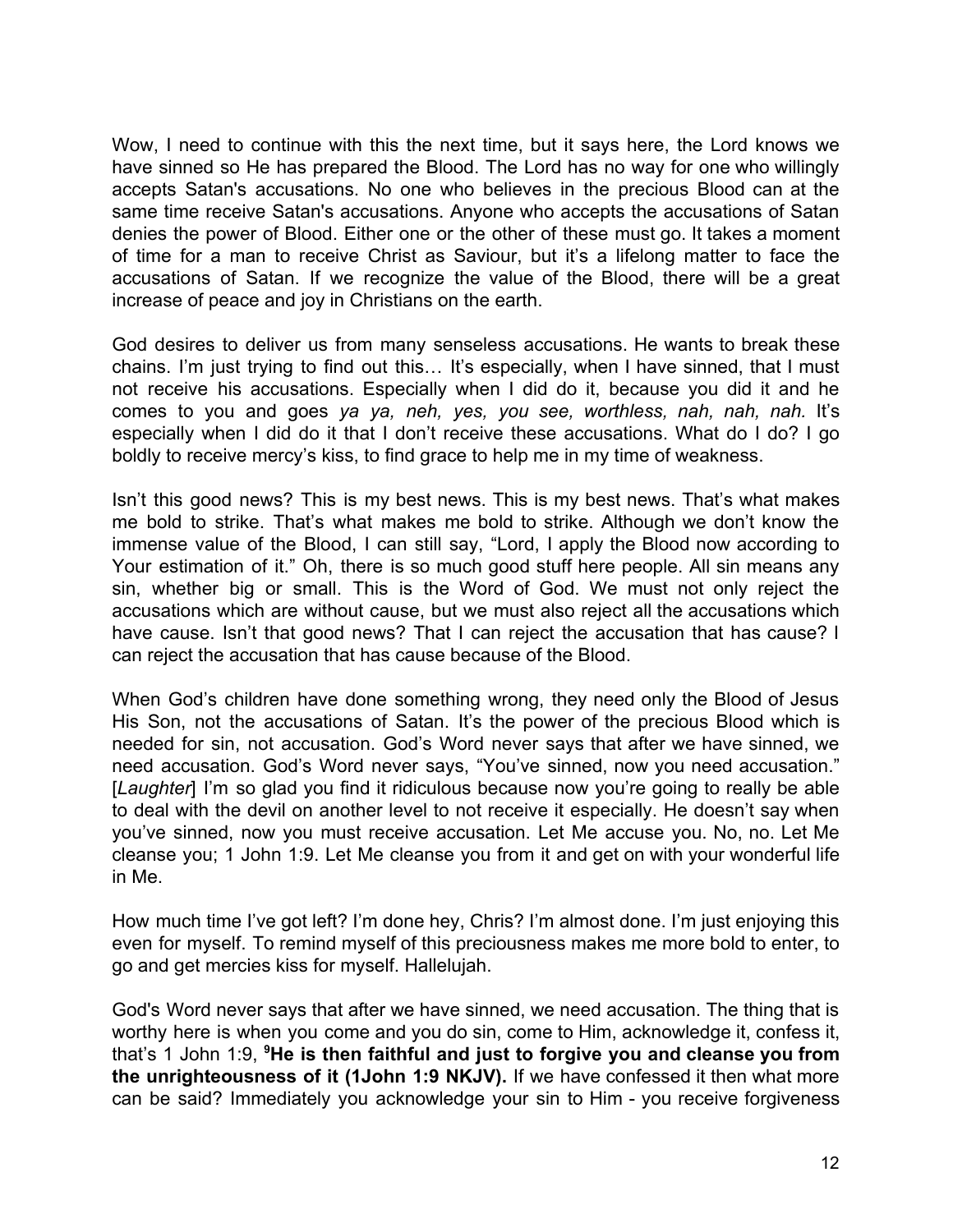Wow, I need to continue with this the next time, but it says here, the Lord knows we have sinned so He has prepared the Blood. The Lord has no way for one who willingly accepts Satan's accusations. No one who believes in the precious Blood can at the same time receive Satan's accusations. Anyone who accepts the accusations of Satan denies the power of Blood. Either one or the other of these must go. It takes a moment of time for a man to receive Christ as Saviour, but it's a lifelong matter to face the accusations of Satan. If we recognize the value of the Blood, there will be a great increase of peace and joy in Christians on the earth.

God desires to deliver us from many senseless accusations. He wants to break these chains. I'm just trying to find out this… It's especially, when I have sinned, that I must not receive his accusations. Especially when I did do it, because you did it and he comes to you and goes *ya ya, neh, yes, you see, worthless, nah, nah, nah.* It's especially when I did do it that I don't receive these accusations. What do I do? I go boldly to receive mercy's kiss, to find grace to help me in my time of weakness.

Isn't this good news? This is my best news. This is my best news. That's what makes me bold to strike. That's what makes me bold to strike. Although we don't know the immense value of the Blood, I can still say, "Lord, I apply the Blood now according to Your estimation of it." Oh, there is so much good stuff here people. All sin means any sin, whether big or small. This is the Word of God. We must not only reject the accusations which are without cause, but we must also reject all the accusations which have cause. Isn't that good news? That I can reject the accusation that has cause? I can reject the accusation that has cause because of the Blood.

When God's children have done something wrong, they need only the Blood of Jesus His Son, not the accusations of Satan. It's the power of the precious Blood which is needed for sin, not accusation. God's Word never says that after we have sinned, we need accusation. God's Word never says, "You've sinned, now you need accusation." [*Laughter*] I'm so glad you find it ridiculous because now you're going to really be able to deal with the devil on another level to not receive it especially. He doesn't say when you've sinned, now you must receive accusation. Let Me accuse you. No, no. Let Me cleanse you; 1 John 1:9. Let Me cleanse you from it and get on with your wonderful life in Me.

How much time I've got left? I'm done hey, Chris? I'm almost done. I'm just enjoying this even for myself. To remind myself of this preciousness makes me more bold to enter, to go and get mercies kiss for myself. Hallelujah.

God's Word never says that after we have sinned, we need accusation. The thing that is worthy here is when you come and you do sin, come to Him, acknowledge it, confess it, that's 1 John 1:9, **[9]He is then faithful and just to forgive you and cleanse you from the unrighteousness of it (1John 1:9 NKJV).** If we have confessed it then what more can be said? Immediately you acknowledge your sin to Him - you receive forgiveness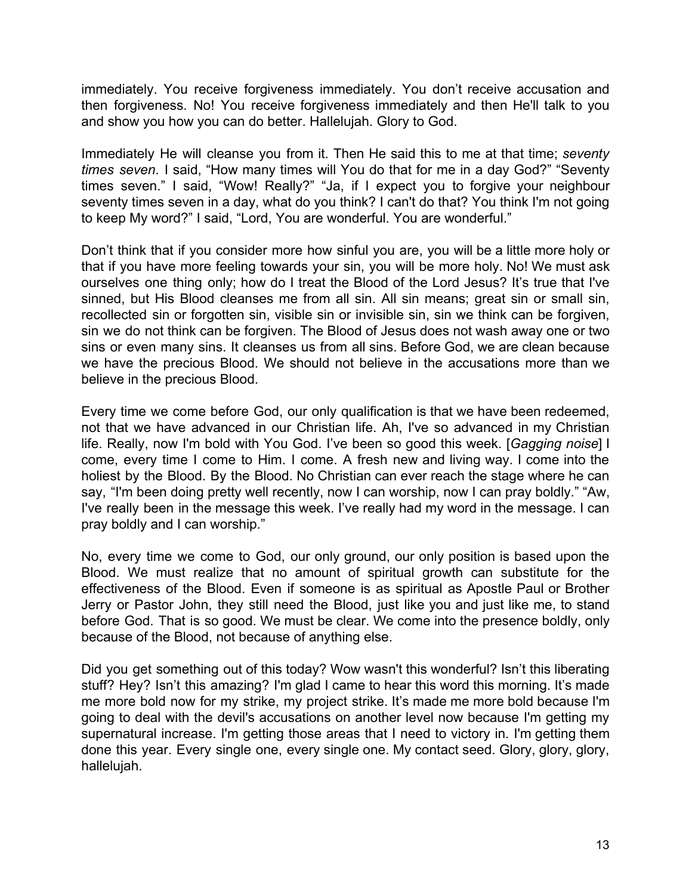immediately. You receive forgiveness immediately. You don't receive accusation and then forgiveness. No! You receive forgiveness immediately and then He'll talk to you and show you how you can do better. Hallelujah. Glory to God.

Immediately He will cleanse you from it. Then He said this to me at that time; *seventy times seven*. I said, "How many times will You do that for me in a day God?" "Seventy times seven." I said, "Wow! Really?" "Ja, if I expect you to forgive your neighbour seventy times seven in a day, what do you think? I can't do that? You think I'm not going to keep My word?" I said, "Lord, You are wonderful. You are wonderful."

Don't think that if you consider more how sinful you are, you will be a little more holy or that if you have more feeling towards your sin, you will be more holy. No! We must ask ourselves one thing only; how do I treat the Blood of the Lord Jesus? It's true that I've sinned, but His Blood cleanses me from all sin. All sin means; great sin or small sin, recollected sin or forgotten sin, visible sin or invisible sin, sin we think can be forgiven, sin we do not think can be forgiven. The Blood of Jesus does not wash away one or two sins or even many sins. It cleanses us from all sins. Before God, we are clean because we have the precious Blood. We should not believe in the accusations more than we believe in the precious Blood.

Every time we come before God, our only qualification is that we have been redeemed, not that we have advanced in our Christian life. Ah, I've so advanced in my Christian life. Really, now I'm bold with You God. I've been so good this week. [*Gagging noise*] I come, every time I come to Him. I come. A fresh new and living way. I come into the holiest by the Blood. By the Blood. No Christian can ever reach the stage where he can say, "I'm been doing pretty well recently, now I can worship, now I can pray boldly." "Aw, I've really been in the message this week. I've really had my word in the message. I can pray boldly and I can worship."

No, every time we come to God, our only ground, our only position is based upon the Blood. We must realize that no amount of spiritual growth can substitute for the effectiveness of the Blood. Even if someone is as spiritual as Apostle Paul or Brother Jerry or Pastor John, they still need the Blood, just like you and just like me, to stand before God. That is so good. We must be clear. We come into the presence boldly, only because of the Blood, not because of anything else.

Did you get something out of this today? Wow wasn't this wonderful? Isn't this liberating stuff? Hey? Isn't this amazing? I'm glad I came to hear this word this morning. It's made me more bold now for my strike, my project strike. It's made me more bold because I'm going to deal with the devil's accusations on another level now because I'm getting my supernatural increase. I'm getting those areas that I need to victory in. I'm getting them done this year. Every single one, every single one. My contact seed. Glory, glory, glory, hallelujah.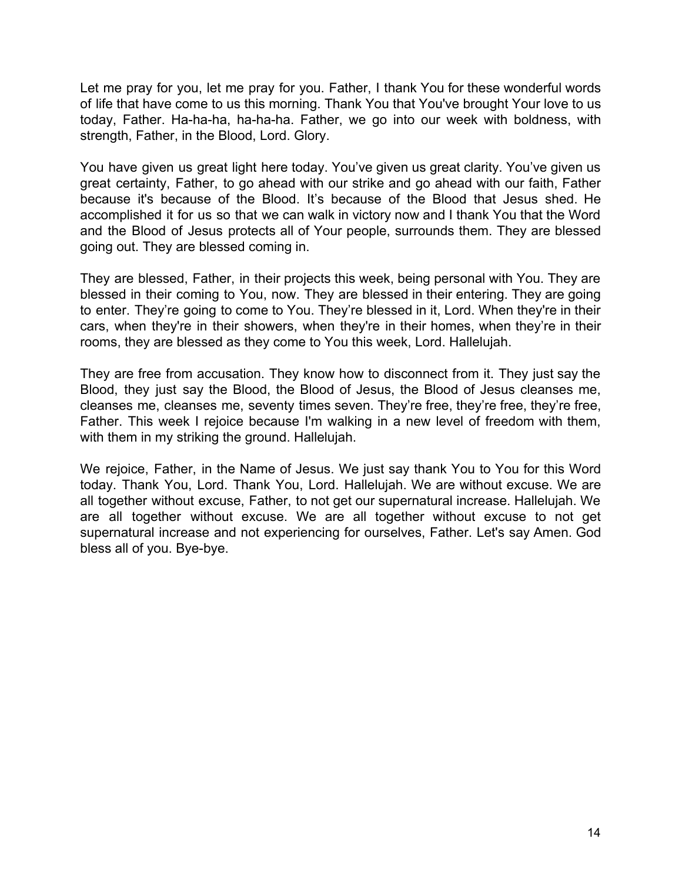Let me pray for you, let me pray for you. Father, I thank You for these wonderful words of life that have come to us this morning. Thank You that You've brought Your love to us today, Father. Ha-ha-ha, ha-ha-ha. Father, we go into our week with boldness, with strength, Father, in the Blood, Lord. Glory.

You have given us great light here today. You've given us great clarity. You've given us great certainty, Father, to go ahead with our strike and go ahead with our faith, Father because it's because of the Blood. It's because of the Blood that Jesus shed. He accomplished it for us so that we can walk in victory now and I thank You that the Word and the Blood of Jesus protects all of Your people, surrounds them. They are blessed going out. They are blessed coming in.

They are blessed, Father, in their projects this week, being personal with You. They are blessed in their coming to You, now. They are blessed in their entering. They are going to enter. They're going to come to You. They're blessed in it, Lord. When they're in their cars, when they're in their showers, when they're in their homes, when they're in their rooms, they are blessed as they come to You this week, Lord. Hallelujah.

They are free from accusation. They know how to disconnect from it. They just say the Blood, they just say the Blood, the Blood of Jesus, the Blood of Jesus cleanses me, cleanses me, cleanses me, seventy times seven. They're free, they're free, they're free, Father. This week I rejoice because I'm walking in a new level of freedom with them, with them in my striking the ground. Hallelujah.

We rejoice, Father, in the Name of Jesus. We just say thank You to You for this Word today. Thank You, Lord. Thank You, Lord. Hallelujah. We are without excuse. We are all together without excuse, Father, to not get our supernatural increase. Hallelujah. We are all together without excuse. We are all together without excuse to not get supernatural increase and not experiencing for ourselves, Father. Let's say Amen. God bless all of you. Bye-bye.